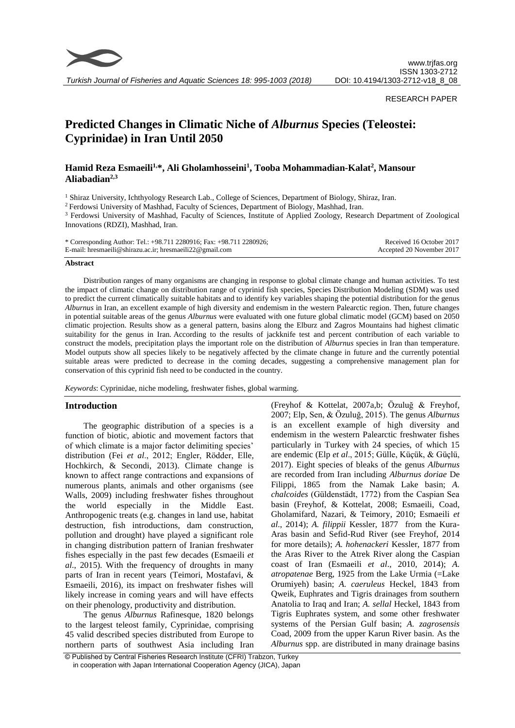RESEARCH PAPER

# Predicted Changes in Climatic Niche of *Alburnus* Species (Teleostei: Cyprinidae) in Iran Until 2050

**Hamid Reza Esmaeili[1,*], Ali Gholamhosseini[1], Tooba Mohammadian-Kalat[2], Mansour Aliabadian[2,3]**

[1] Shiraz University, Ichthyology Research Lab., College of Sciences, Department of Biology, Shiraz, Iran.

[2] Ferdowsi University of Mashhad, Faculty of Sciences, Department of Biology, Mashhad, Iran.

[3] Ferdowsi University of Mashhad, Faculty of Sciences, Institute of Applied Zoology, Research Department of Zoological Innovations (RDZI), Mashhad, Iran.

\* Corresponding Author: Tel.: +98.711 2280916; Fax: +98.711 2280926; E-mail: hresmaeili@shirazu.ac.ir; hresmaeili22@gmail.com

Received 16 October 2017
Accepted 20 November 2017

## Abstract

Distribution ranges of many organisms are changing in response to global climate change and human activities. To test the impact of climatic change on distribution range of cyprinid fish species, Species Distribution Modeling (SDM) was used to predict the current climatically suitable habitats and to identify key variables shaping the potential distribution for the genus *Alburnus* in Iran, an excellent example of high diversity and endemism in the western Palearctic region. Then, future changes in potential suitable areas of the genus *Alburnus* were evaluated with one future global climatic model (GCM) based on 2050 climatic projection. Results show as a general pattern, basins along the Elburz and Zagros Mountains had highest climatic suitability for the genus in Iran. According to the results of jackknife test and percent contribution of each variable to construct the models, precipitation plays the important role on the distribution of *Alburnus* species in Iran than temperature. Model outputs show all species likely to be negatively affected by the climate change in future and the currently potential suitable areas were predicted to decrease in the coming decades, suggesting a comprehensive management plan for conservation of this cyprinid fish need to be conducted in the country.

*Keywords*: Cyprinidae, niche modeling, freshwater fishes, global warming.

## Introduction

The geographic distribution of a species is a function of biotic, abiotic and movement factors that of which climate is a major factor delimiting species' distribution (Fei *et al*., 2012; Engler, Rödder, Elle, Hochkirch, & Secondi, 2013). Climate change is known to affect range contractions and expansions of numerous plants, animals and other organisms (see Walls, 2009) including freshwater fishes throughout the world especially in the Middle East. Anthropogenic treats (e.g. changes in land use, habitat destruction, fish introductions, dam construction, pollution and drought) have played a significant role in changing distribution pattern of Iranian freshwater fishes especially in the past few decades (Esmaeili *et al*., 2015). With the frequency of droughts in many parts of Iran in recent years (Teimori, Mostafavi, & Esmaeili, 2016), its impact on freshwater fishes will likely increase in coming years and will have effects on their phenology, productivity and distribution.

The genus *Alburnus* Rafinesque, 1820 belongs to the largest teleost family, Cyprinidae, comprising 45 valid described species distributed from Europe to northern parts of southwest Asia including Iran (Freyhof & Kottelat, 2007a,b; Özuluğ & Freyhof, 2007; Elp, Sen, & Özuluğ, 2015). The genus *Alburnus* is an excellent example of high diversity and endemism in the western Palearctic freshwater fishes particularly in Turkey with 24 species, of which 15 are endemic (Elp *et al*., 2015; Gülle, Küçük, & Güçlü, 2017). Eight species of bleaks of the genus *Alburnus* are recorded from Iran including *Alburnus doriae* De Filippi, 1865 from the Namak Lake basin; *A. chalcoides* (Güldenstädt, 1772) from the Caspian Sea basin (Freyhof, & Kottelat, 2008; Esmaeili, Coad, Gholamifard, Nazari, & Teimory, 2010; Esmaeili *et al*., 2014); *A. filippii* Kessler, 1877 from the Kura-Aras basin and Sefid-Rud River (see Freyhof, 2014 for more details); *A. hohenackeri* Kessler, 1877 from the Aras River to the Atrek River along the Caspian coast of Iran (Esmaeili *et al*., 2010, 2014); *A. atropatenae* Berg, 1925 from the Lake Urmia (=Lake Orumiyeh) basin; *A. caeruleus* Heckel, 1843 from Qweik, Euphrates and Tigris drainages from southern Anatolia to Iraq and Iran; *A. sellal* Heckel, 1843 from Tigris Euphrates system, and some other freshwater systems of the Persian Gulf basin; *A. zagrosensis* Coad, 2009 from the upper Karun River basin. As the *Alburnus* spp. are distributed in many drainage basins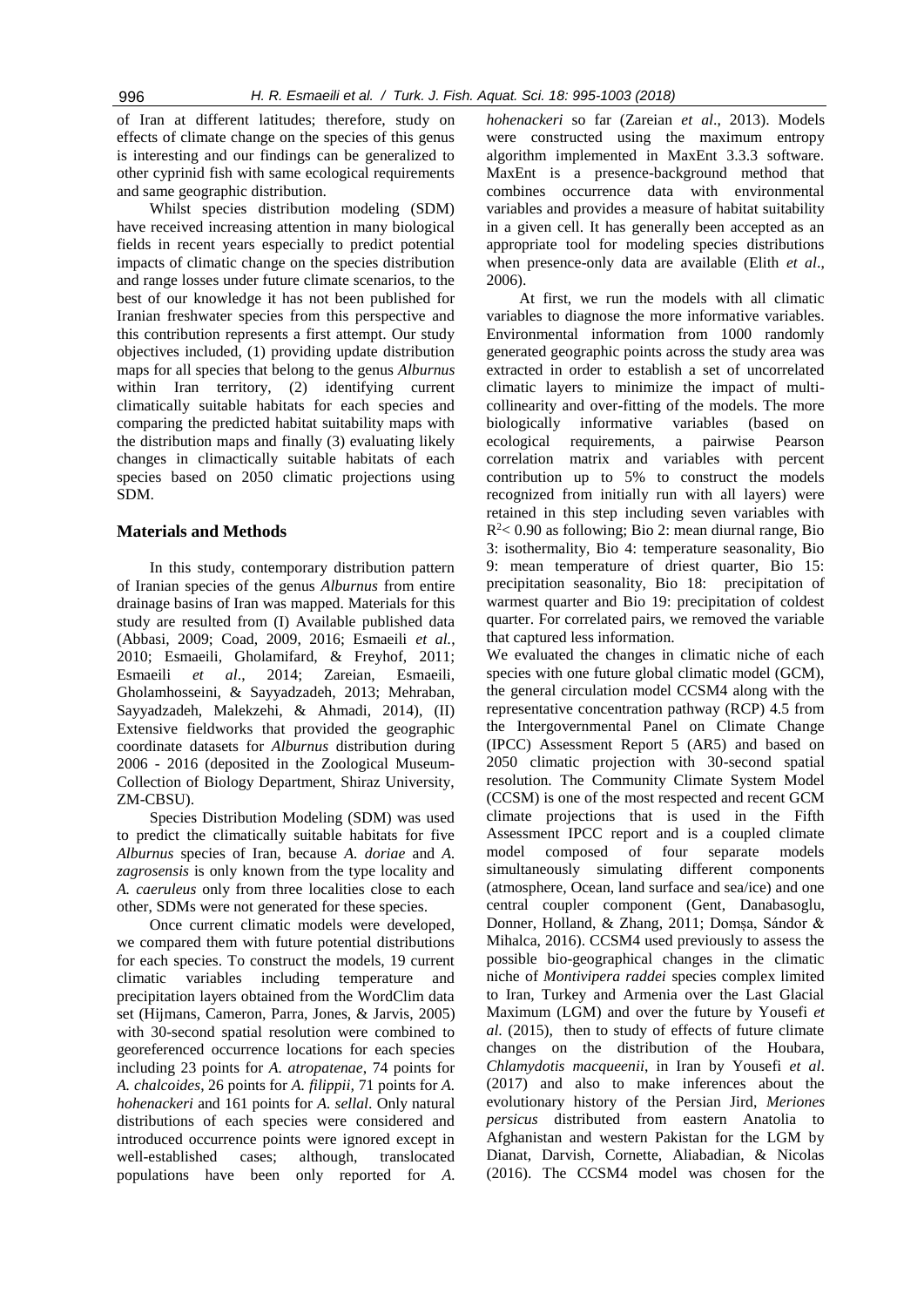of Iran at different latitudes; therefore, study on effects of climate change on the species of this genus is interesting and our findings can be generalized to other cyprinid fish with same ecological requirements and same geographic distribution.

Whilst species distribution modeling (SDM) have received increasing attention in many biological fields in recent years especially to predict potential impacts of climatic change on the species distribution and range losses under future climate scenarios, to the best of our knowledge it has not been published for Iranian freshwater species from this perspective and this contribution represents a first attempt. Our study objectives included, (1) providing update distribution maps for all species that belong to the genus *Alburnus* within Iran territory, (2) identifying current climatically suitable habitats for each species and comparing the predicted habitat suitability maps with the distribution maps and finally (3) evaluating likely changes in climactically suitable habitats of each species based on 2050 climatic projections using SDM.

## Materials and Methods

In this study, contemporary distribution pattern of Iranian species of the genus *Alburnus* from entire drainage basins of Iran was mapped. Materials for this study are resulted from (I) Available published data (Abbasi, 2009; Coad, 2009, 2016; Esmaeili *et al.*, 2010; Esmaeili, Gholamifard, & Freyhof, 2011; Esmaeili *et al*., 2014; Zareian, Esmaeili, Gholamhosseini, & Sayyadzadeh, 2013; Mehraban, Sayyadzadeh, Malekzehi, & Ahmadi, 2014), (II) Extensive fieldworks that provided the geographic coordinate datasets for *Alburnus* distribution during 2006 - 2016 (deposited in the Zoological Museum-Collection of Biology Department, Shiraz University, ZM-CBSU).

Species Distribution Modeling (SDM) was used to predict the climatically suitable habitats for five *Alburnus* species of Iran, because *A. doriae* and *A. zagrosensis* is only known from the type locality and *A. caeruleus* only from three localities close to each other, SDMs were not generated for these species.

Once current climatic models were developed, we compared them with future potential distributions for each species. To construct the models, 19 current climatic variables including temperature and precipitation layers obtained from the WordClim data set (Hijmans, Cameron, Parra, Jones, & Jarvis, 2005) with 30-second spatial resolution were combined to georeferenced occurrence locations for each species including 23 points for *A. atropatenae*, 74 points for *A. chalcoides*, 26 points for *A. filippii*, 71 points for *A. hohenackeri* and 161 points for *A. sellal*. Only natural distributions of each species were considered and introduced occurrence points were ignored except in well-established cases; although, translocated populations have been only reported for *A. hohenackeri* so far (Zareian *et al*., 2013). Models were constructed using the maximum entropy algorithm implemented in MaxEnt 3.3.3 software. MaxEnt is a presence-background method that combines occurrence data with environmental variables and provides a measure of habitat suitability in a given cell. It has generally been accepted as an appropriate tool for modeling species distributions when presence-only data are available (Elith *et al*., 2006).

At first, we run the models with all climatic variables to diagnose the more informative variables. Environmental information from 1000 randomly generated geographic points across the study area was extracted in order to establish a set of uncorrelated climatic layers to minimize the impact of multi-collinearity and over-fitting of the models. The more biologically informative variables (based on ecological requirements, a pairwise Pearson correlation matrix and variables with percent contribution up to 5% to construct the models recognized from initially run with all layers) were retained in this step including seven variables with $R^2 < 0.90$ as following; Bio 2: mean diurnal range, Bio 3: isothermality, Bio 4: temperature seasonality, Bio 9: mean temperature of driest quarter, Bio 15: precipitation seasonality, Bio 18: precipitation of warmest quarter and Bio 19: precipitation of coldest quarter. For correlated pairs, we removed the variable that captured less information.

We evaluated the changes in climatic niche of each species with one future global climatic model (GCM), the general circulation model CCSM4 along with the representative concentration pathway (RCP) 4.5 from the Intergovernmental Panel on Climate Change (IPCC) Assessment Report 5 (AR5) and based on 2050 climatic projection with 30-second spatial resolution. The Community Climate System Model (CCSM) is one of the most respected and recent GCM climate projections that is used in the Fifth Assessment IPCC report and is a coupled climate model composed of four separate models simultaneously simulating different components (atmosphere, Ocean, land surface and sea/ice) and one central coupler component (Gent, Danabasoglu, Donner, Holland, & Zhang, 2011; Domșa, Sándor & Mihalca, 2016). CCSM4 used previously to assess the possible bio-geographical changes in the climatic niche of *Montivipera raddei* species complex limited to Iran, Turkey and Armenia over the Last Glacial Maximum (LGM) and over the future by Yousefi *et al*. (2015), then to study of effects of future climate changes on the distribution of the Houbara, *Chlamydotis macqueenii*, in Iran by Yousefi *et al*. (2017) and also to make inferences about the evolutionary history of the Persian Jird, *Meriones persicus* distributed from eastern Anatolia to Afghanistan and western Pakistan for the LGM by Dianat, Darvish, Cornette, Aliabadian, & Nicolas (2016). The CCSM4 model was chosen for the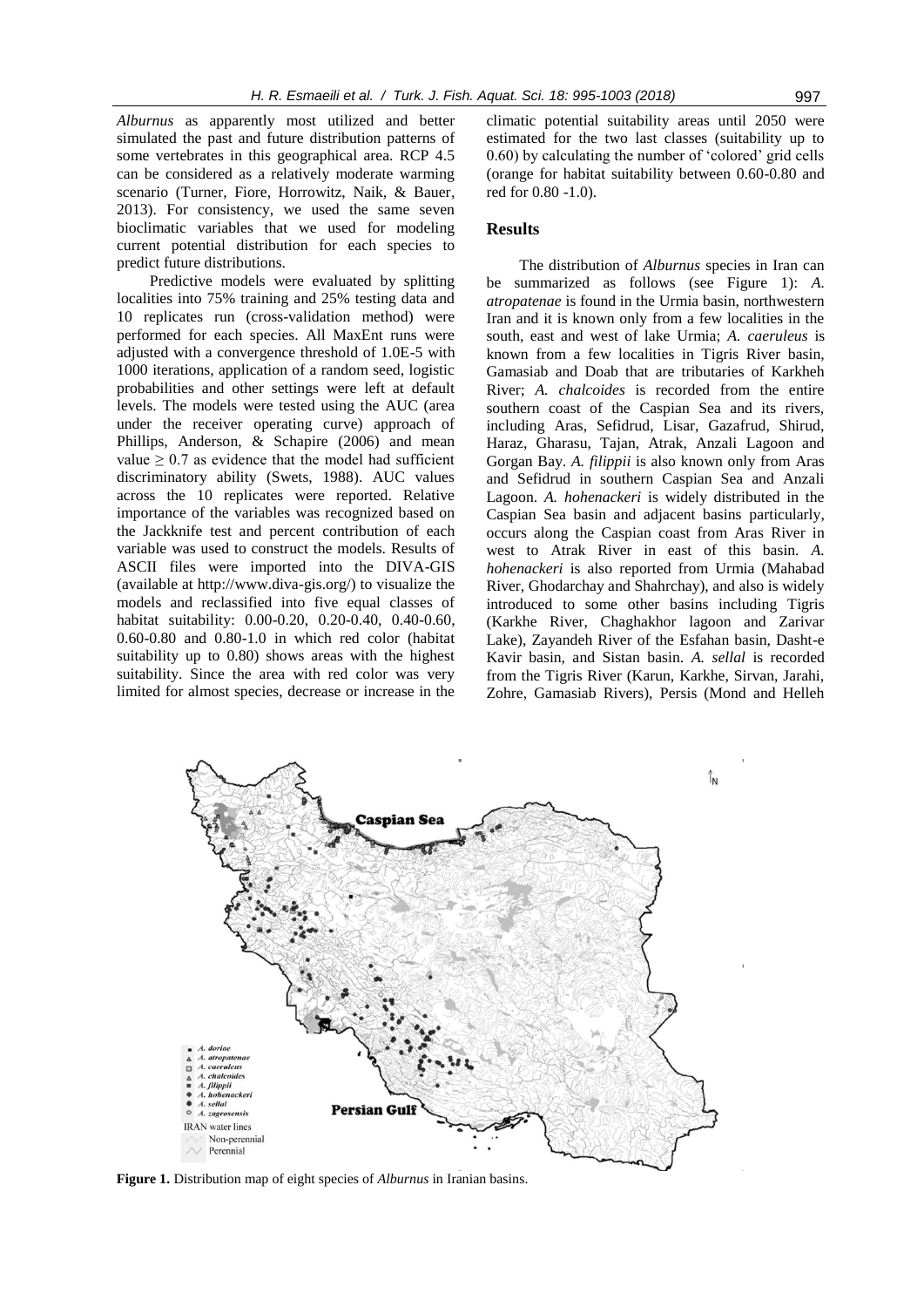*Alburnus* as apparently most utilized and better simulated the past and future distribution patterns of some vertebrates in this geographical area. RCP 4.5 can be considered as a relatively moderate warming scenario (Turner, Fiore, Horrowitz, Naik, & Bauer, 2013). For consistency, we used the same seven bioclimatic variables that we used for modeling current potential distribution for each species to predict future distributions.

Predictive models were evaluated by splitting localities into 75% training and 25% testing data and 10 replicates run (cross-validation method) were performed for each species. All MaxEnt runs were adjusted with a convergence threshold of 1.0E-5 with 1000 iterations, application of a random seed, logistic probabilities and other settings were left at default levels. The models were tested using the AUC (area under the receiver operating curve) approach of Phillips, Anderson, & Schapire (2006) and mean value $\geq 0.7$ as evidence that the model had sufficient discriminatory ability (Swets, 1988). AUC values across the 10 replicates were reported. Relative importance of the variables was recognized based on the Jackknife test and percent contribution of each variable was used to construct the models. Results of ASCII files were imported into the DIVA-GIS (available at http://www.diva-gis.org/) to visualize the models and reclassified into five equal classes of habitat suitability: 0.00-0.20, 0.20-0.40, 0.40-0.60, 0.60-0.80 and 0.80-1.0 in which red color (habitat suitability up to 0.80) shows areas with the highest suitability. Since the area with red color was very limited for almost species, decrease or increase in the climatic potential suitability areas until 2050 were estimated for the two last classes (suitability up to 0.60) by calculating the number of 'colored' grid cells (orange for habitat suitability between 0.60-0.80 and red for 0.80 -1.0).

## Results

The distribution of *Alburnus* species in Iran can be summarized as follows (see Figure 1): *A. atropatenae* is found in the Urmia basin, northwestern Iran and it is known only from a few localities in the south, east and west of lake Urmia; *A. caeruleus* is known from a few localities in Tigris River basin, Gamasiab and Doab that are tributaries of Karkheh River; *A. chalcoides* is recorded from the entire southern coast of the Caspian Sea and its rivers, including Aras, Sefidrud, Lisar, Gazafrud, Shirud, Haraz, Gharasu, Tajan, Atrak, Anzali Lagoon and Gorgan Bay. *A. filippii* is also known only from Aras and Sefidrud in southern Caspian Sea and Anzali Lagoon. *A. hohenackeri* is widely distributed in the Caspian Sea basin and adjacent basins particularly, occurs along the Caspian coast from Aras River in west to Atrak River in east of this basin. *A. hohenackeri* is also reported from Urmia (Mahabad River, Ghodarchay and Shahrchay), and also is widely introduced to some other basins including Tigris (Karkhe River, Chaghakhor lagoon and Zarivar Lake), Zayandeh River of the Esfahan basin, Dasht-e Kavir basin, and Sistan basin. *A. sellal* is recorded from the Tigris River (Karun, Karkhe, Sirvan, Jarahi, Zohre, Gamasiab Rivers), Persis (Mond and Helleh

**Figure 1.** Distribution map of eight species of *Alburnus* in Iranian basins.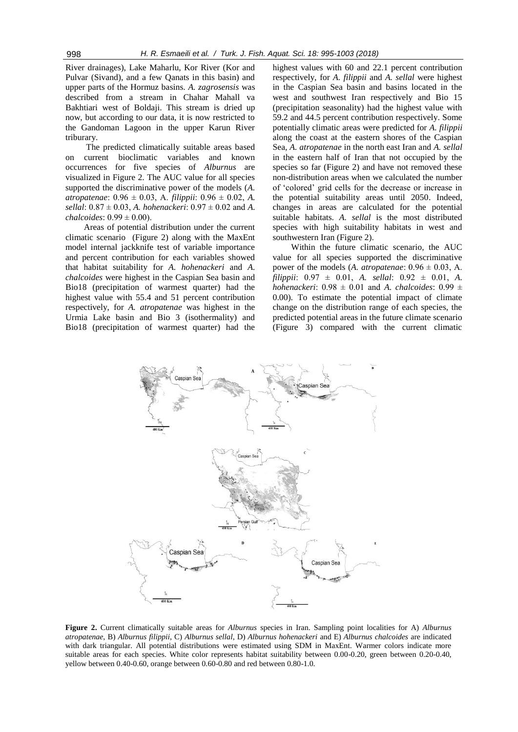River drainages), Lake Maharlu, Kor River (Kor and Pulvar (Sivand), and a few Qanats in this basin) and upper parts of the Hormuz basins. *A. zagrosensis* was described from a stream in Chahar Mahall va Bakhtiari west of Boldaji. This stream is dried up now, but according to our data, it is now restricted to the Gandoman Lagoon in the upper Karun River triburary.

The predicted climatically suitable areas based on current bioclimatic variables and known occurrences for five species of *Alburnus* are visualized in Figure 2. The AUC value for all species supported the discriminative power of the models (*A. atropatenae*: 0.96 ± 0.03, A. *filippii*: 0.96 ± 0.02, *A. sellal*: 0.87 ± 0.03, *A. hohenackeri*: 0.97 ± 0.02 and *A. chalcoides*: 0.99 ± 0.00).

Areas of potential distribution under the current climatic scenario (Figure 2) along with the MaxEnt model internal jackknife test of variable importance and percent contribution for each variables showed that habitat suitability for *A. hohenackeri* and *A. chalcoides* were highest in the Caspian Sea basin and Bio18 (precipitation of warmest quarter) had the highest value with 55.4 and 51 percent contribution respectively, for *A. atropatenae* was highest in the Urmia Lake basin and Bio 3 (isothermality) and Bio18 (precipitation of warmest quarter) had the highest values with 60 and 22.1 percent contribution respectively, for *A. filippii* and *A. sellal* were highest in the Caspian Sea basin and basins located in the west and southwest Iran respectively and Bio 15 (precipitation seasonality) had the highest value with 59.2 and 44.5 percent contribution respectively. Some potentially climatic areas were predicted for *A. filippii* along the coast at the eastern shores of the Caspian Sea, *A. atropatenae* in the north east Iran and *A. sellal* in the eastern half of Iran that not occupied by the species so far (Figure 2) and have not removed these non-distribution areas when we calculated the number of 'colored' grid cells for the decrease or increase in the potential suitability areas until 2050. Indeed, changes in areas are calculated for the potential suitable habitats. *A. sellal* is the most distributed species with high suitability habitats in west and southwestern Iran (Figure 2).

Within the future climatic scenario, the AUC value for all species supported the discriminative power of the models (*A. atropatenae*: 0.96 ± 0.03, A. *filippii*: 0.97 ± 0.01, *A. sellal*: 0.92 ± 0.01, *A. hohenackeri*: 0.98 ± 0.01 and *A. chalcoides*: 0.99 ± 0.00). To estimate the potential impact of climate change on the distribution range of each species, the predicted potential areas in the future climate scenario (Figure 3) compared with the current climatic

**Figure 2.** Current climatically suitable areas for *Alburnus* species in Iran. Sampling point localities for A) *Alburnus atropatenae*, B) *Alburnus filippii*, C) *Alburnus sellal*, D) *Alburnus hohenackeri* and E) *Alburnus chalcoides* are indicated with dark triangular. All potential distributions were estimated using SDM in MaxEnt. Warmer colors indicate more suitable areas for each species. White color represents habitat suitability between 0.00-0.20, green between 0.20-0.40, yellow between 0.40-0.60, orange between 0.60-0.80 and red between 0.80-1.0.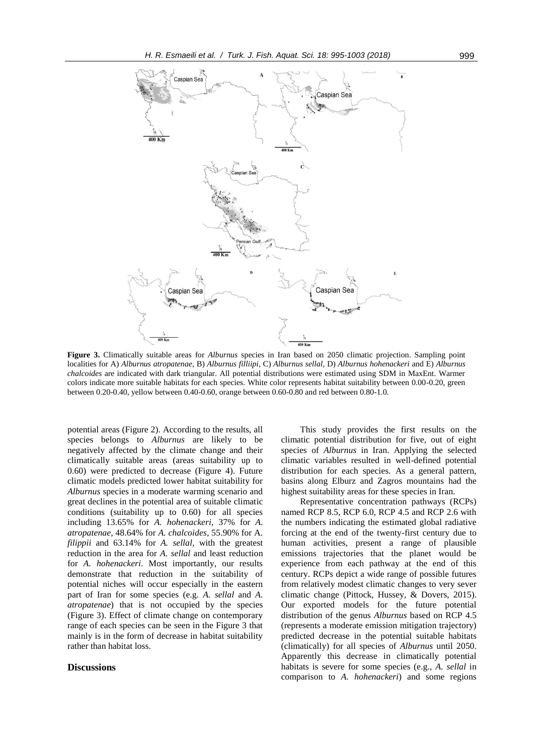**Figure 3.** Climatically suitable areas for *Alburnus* species in Iran based on 2050 climatic projection. Sampling point localities for A) *Alburnus atropatenae*, B) *Alburnus filliipi*, C) *Alburnus sellal*, D) *Alburnus hohenackeri* and E) *Alburnus chalcoides* are indicated with dark triangular. All potential distributions were estimated using SDM in MaxEnt. Warmer colors indicate more suitable habitats for each species. White color represents habitat suitability between 0.00-0.20, green between 0.20-0.40, yellow between 0.40-0.60, orange between 0.60-0.80 and red between 0.80-1.0.

potential areas (Figure 2). According to the results, all species belongs to *Alburnus* are likely to be negatively affected by the climate change and their climatically suitable areas (areas suitability up to 0.60) were predicted to decrease (Figure 4). Future climatic models predicted lower habitat suitability for *Alburnus* species in a moderate warming scenario and great declines in the potential area of suitable climatic conditions (suitability up to 0.60) for all species including 13.65% for *A. hohenackeri*, 37% for *A. atropatenae*, 48.64% for *A. chalcoides*, 55.90% for A. *filippii* and 63.14% for *A. sellal*, with the greatest reduction in the area for *A. sellal* and least reduction for *A. hohenackeri*. Most importantly, our results demonstrate that reduction in the suitability of potential niches will occur especially in the eastern part of Iran for some species (e.g. *A. sellal* and *A. atropatenae*) that is not occupied by the species (Figure 3). Effect of climate change on contemporary range of each species can be seen in the Figure 3 that mainly is in the form of decrease in habitat suitability rather than habitat loss.

## Discussions

This study provides the first results on the climatic potential distribution for five, out of eight species of *Alburnus* in Iran. Applying the selected climatic variables resulted in well-defined potential distribution for each species. As a general pattern, basins along Elburz and Zagros mountains had the highest suitability areas for these species in Iran.

Representative concentration pathways (RCPs) named RCP 8.5, RCP 6.0, RCP 4.5 and RCP 2.6 with the numbers indicating the estimated global radiative forcing at the end of the twenty-first century due to human activities, present a range of plausible emissions trajectories that the planet would be experience from each pathway at the end of this century. RCPs depict a wide range of possible futures from relatively modest climatic changes to very sever climatic change (Pittock, Hussey, & Dovers, 2015). Our exported models for the future potential distribution of the genus *Alburnus* based on RCP 4.5 (represents a moderate emission mitigation trajectory) predicted decrease in the potential suitable habitats (climatically) for all species of *Alburnus* until 2050. Apparently this decrease in climatically potential habitats is severe for some species (e.g., *A. sellal* in comparison to *A. hohenackeri*) and some regions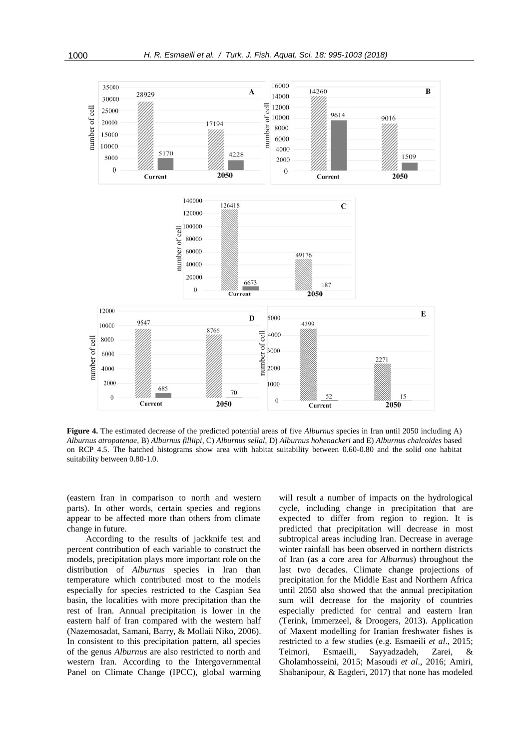**Figure 4.** The estimated decrease of the predicted potential areas of five *Alburnus* species in Iran until 2050 including A) *Alburnus atropatenae*, B) *Alburnus filliipi*, C) *Alburnus sellal*, D) *Alburnus hohenackeri* and E) *Alburnus chalcoides* based on RCP 4.5. The hatched histograms show area with habitat suitability between 0.60-0.80 and the solid one habitat suitability between 0.80-1.0.

(eastern Iran in comparison to north and western parts). In other words, certain species and regions appear to be affected more than others from climate change in future.

According to the results of jackknife test and percent contribution of each variable to construct the models, precipitation plays more important role on the distribution of *Alburnus* species in Iran than temperature which contributed most to the models especially for species restricted to the Caspian Sea basin, the localities with more precipitation than the rest of Iran. Annual precipitation is lower in the eastern half of Iran compared with the western half (Nazemosadat, Samani, Barry, & Mollaii Niko, 2006). In consistent to this precipitation pattern, all species of the genus *Alburnus* are also restricted to north and western Iran. According to the Intergovernmental Panel on Climate Change (IPCC), global warming will result a number of impacts on the hydrological cycle, including change in precipitation that are expected to differ from region to region. It is predicted that precipitation will decrease in most subtropical areas including Iran. Decrease in average winter rainfall has been observed in northern districts of Iran (as a core area for *Alburnus*) throughout the last two decades. Climate change projections of precipitation for the Middle East and Northern Africa until 2050 also showed that the annual precipitation sum will decrease for the majority of countries especially predicted for central and eastern Iran (Terink, Immerzeel, & Droogers, 2013). Application of Maxent modelling for Iranian freshwater fishes is restricted to a few studies (e.g. Esmaeili *et al*., 2015; Teimori, Esmaeili, Sayyadzadeh, Zarei, & Gholamhosseini, 2015; Masoudi *et al*., 2016; Amiri, Shabanipour, & Eagderi, 2017) that none has modeled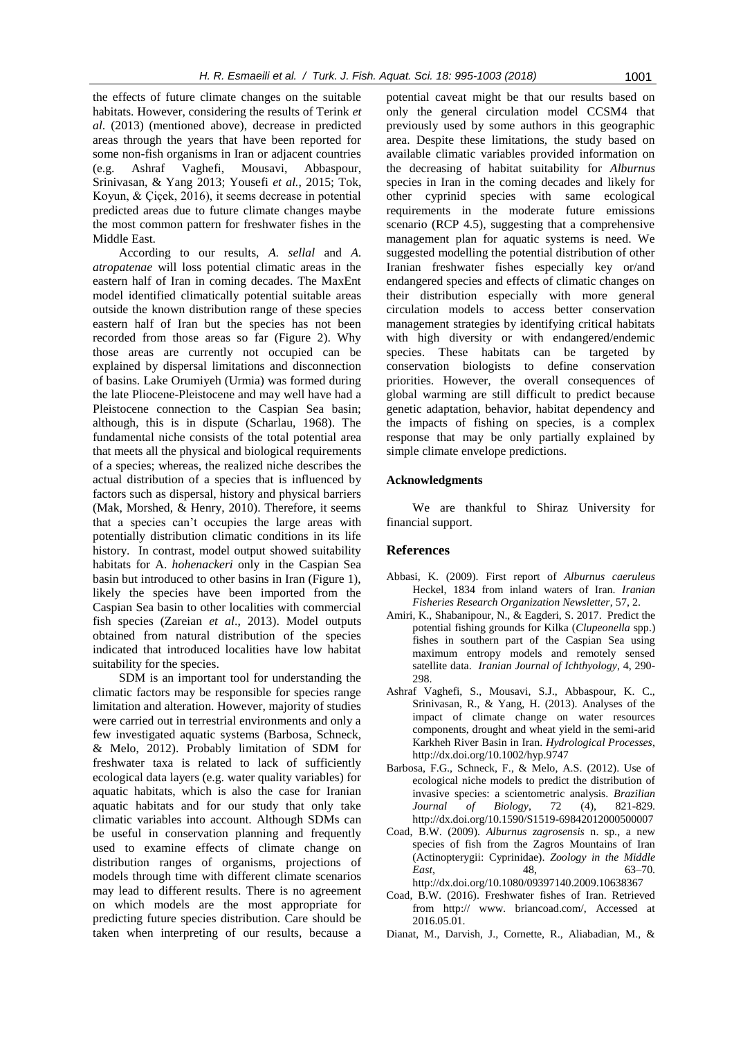the effects of future climate changes on the suitable habitats. However, considering the results of Terink *et al*. (2013) (mentioned above), decrease in predicted areas through the years that have been reported for some non-fish organisms in Iran or adjacent countries (e.g. Ashraf Vaghefi, Mousavi, Abbaspour, Srinivasan, & Yang 2013; Yousefi *et al.*, 2015; Tok, Koyun, & Çiçek, 2016), it seems decrease in potential predicted areas due to future climate changes maybe the most common pattern for freshwater fishes in the Middle East.

According to our results, *A. sellal* and *A. atropatenae* will loss potential climatic areas in the eastern half of Iran in coming decades. The MaxEnt model identified climatically potential suitable areas outside the known distribution range of these species eastern half of Iran but the species has not been recorded from those areas so far (Figure 2). Why those areas are currently not occupied can be explained by dispersal limitations and disconnection of basins. Lake Orumiyeh (Urmia) was formed during the late Pliocene-Pleistocene and may well have had a Pleistocene connection to the Caspian Sea basin; although, this is in dispute (Scharlau, 1968). The fundamental niche consists of the total potential area that meets all the physical and biological requirements of a species; whereas, the realized niche describes the actual distribution of a species that is influenced by factors such as dispersal, history and physical barriers (Mak, Morshed, & Henry, 2010). Therefore, it seems that a species can't occupies the large areas with potentially distribution climatic conditions in its life history. In contrast, model output showed suitability habitats for A. *hohenackeri* only in the Caspian Sea basin but introduced to other basins in Iran (Figure 1), likely the species have been imported from the Caspian Sea basin to other localities with commercial fish species (Zareian *et al*., 2013). Model outputs obtained from natural distribution of the species indicated that introduced localities have low habitat suitability for the species.

SDM is an important tool for understanding the climatic factors may be responsible for species range limitation and alteration. However, majority of studies were carried out in terrestrial environments and only a few investigated aquatic systems (Barbosa, Schneck, & Melo, 2012). Probably limitation of SDM for freshwater taxa is related to lack of sufficiently ecological data layers (e.g. water quality variables) for aquatic habitats, which is also the case for Iranian aquatic habitats and for our study that only take climatic variables into account. Although SDMs can be useful in conservation planning and frequently used to examine effects of climate change on distribution ranges of organisms, projections of models through time with different climate scenarios may lead to different results. There is no agreement on which models are the most appropriate for predicting future species distribution. Care should be taken when interpreting of our results, because a potential caveat might be that our results based on only the general circulation model CCSM4 that previously used by some authors in this geographic area. Despite these limitations, the study based on available climatic variables provided information on the decreasing of habitat suitability for *Alburnus* species in Iran in the coming decades and likely for other cyprinid species with same ecological requirements in the moderate future emissions scenario (RCP 4.5), suggesting that a comprehensive management plan for aquatic systems is need. We suggested modelling the potential distribution of other Iranian freshwater fishes especially key or/and endangered species and effects of climatic changes on their distribution especially with more general circulation models to access better conservation management strategies by identifying critical habitats with high diversity or with endangered/endemic species. These habitats can be targeted by conservation biologists to define conservation priorities. However, the overall consequences of global warming are still difficult to predict because genetic adaptation, behavior, habitat dependency and the impacts of fishing on species, is a complex response that may be only partially explained by simple climate envelope predictions.

#### Acknowledgments

We are thankful to Shiraz University for financial support.

## References

Abbasi, K. (2009). First report of *Alburnus caeruleus* Heckel, 1834 from inland waters of Iran. *Iranian Fisheries Research Organization Newsletter*, 57, 2.

Amiri, K., Shabanipour, N., & Eagderi, S. 2017. Predict the potential fishing grounds for Kilka (*Clupeonella* spp.) fishes in southern part of the Caspian Sea using maximum entropy models and remotely sensed satellite data. *Iranian Journal of Ichthyology*, 4, 290-298.

Ashraf Vaghefi, S., Mousavi, S.J., Abbaspour, K. C., Srinivasan, R., & Yang, H. (2013). Analyses of the impact of climate change on water resources components, drought and wheat yield in the semi-arid Karkheh River Basin in Iran. *Hydrological Processes*, http://dx.doi.org/10.1002/hyp.9747

Barbosa, F.G., Schneck, F., & Melo, A.S. (2012). Use of ecological niche models to predict the distribution of invasive species: a scientometric analysis. *Brazilian Journal of Biology*, 72 (4), 821-829. http://dx.doi.org/10.1590/S1519-69842012000500007

Coad, B.W. (2009). *Alburnus zagrosensis* n. sp., a new species of fish from the Zagros Mountains of Iran (Actinopterygii: Cyprinidae). *Zoology in the Middle East*, 48, 63–70. http://dx.doi.org/10.1080/09397140.2009.10638367

Coad, B.W. (2016). Freshwater fishes of Iran. Retrieved from http:// www. briancoad.com/, Accessed at 2016.05.01.

Dianat, M., Darvish, J., Cornette, R., Aliabadian, M., &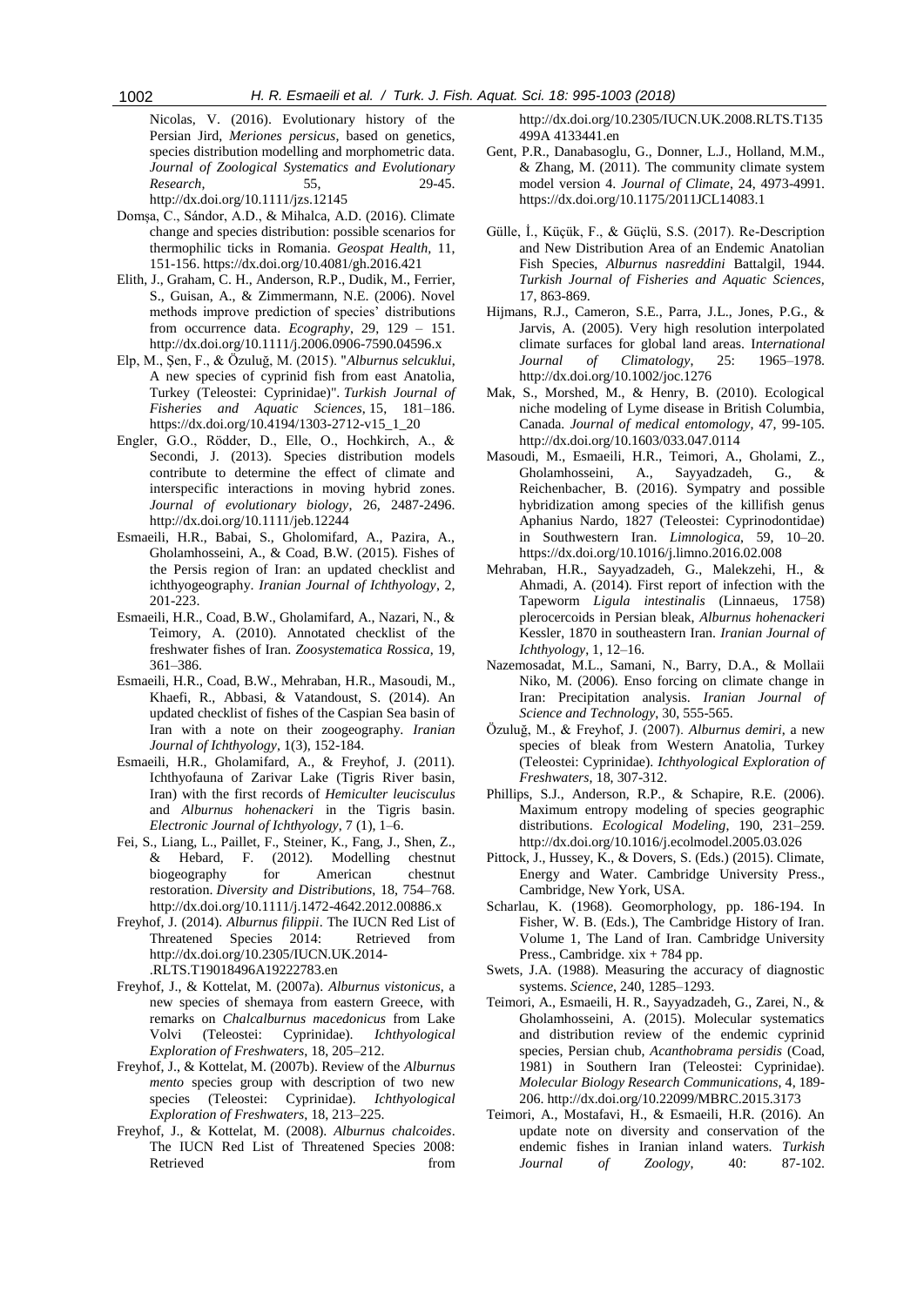Nicolas, V. (2016). Evolutionary history of the Persian Jird, *Meriones persicus*, based on genetics, species distribution modelling and morphometric data. *Journal of Zoological Systematics and Evolutionary Research*, 55, 29-45. http://dx.doi.org/10.1111/jzs.12145

Domșa, C., Sándor, A.D., & Mihalca, A.D. (2016). Climate change and species distribution: possible scenarios for thermophilic ticks in Romania. *Geospat Health,* 11, 151-156. https://dx.doi.org/10.4081/gh.2016.421

Elith, J., Graham, C. H., Anderson, R.P., Dudik, M., Ferrier, S., Guisan, A., & Zimmermann, N.E. (2006). Novel methods improve prediction of species' distributions from occurrence data. *Ecography*, 29, 129 – 151. http://dx.doi.org/10.1111/j.2006.0906-7590.04596.x

Elp, M., Şen, F., & Özuluğ, M. (2015). "*Alburnus selcuklui*, A new species of cyprinid fish from east Anatolia, Turkey (Teleostei: Cyprinidae)". *Turkish Journal of Fisheries and Aquatic Sciences*, 15, 181–186. https://dx.doi.org/10.4194/1303-2712-v15_1_20

Engler, G.O., Rödder, D., Elle, O., Hochkirch, A., & Secondi, J. (2013). Species distribution models contribute to determine the effect of climate and interspecific interactions in moving hybrid zones. *Journal of evolutionary biology*, 26, 2487-2496. http://dx.doi.org/10.1111/jeb.12244

Esmaeili, H.R., Babai, S., Gholomifard, A., Pazira, A., Gholamhosseini, A., & Coad, B.W. (2015). Fishes of the Persis region of Iran: an updated checklist and ichthyogeography. *Iranian Journal of Ichthyology*, 2, 201-223.

Esmaeili, H.R., Coad, B.W., Gholamifard, A., Nazari, N., & Teimory, A. (2010). Annotated checklist of the freshwater fishes of Iran. *Zoosystematica Rossica*, 19, 361–386.

Esmaeili, H.R., Coad, B.W., Mehraban, H.R., Masoudi, M., Khaefi, R., Abbasi, & Vatandoust, S. (2014). An updated checklist of fishes of the Caspian Sea basin of Iran with a note on their zoogeography. *Iranian Journal of Ichthyology*, 1(3), 152-184.

Esmaeili, H.R., Gholamifard, A., & Freyhof, J. (2011). Ichthyofauna of Zarivar Lake (Tigris River basin, Iran) with the first records of *Hemiculter leucisculus* and *Alburnus hohenackeri* in the Tigris basin. *Electronic Journal of Ichthyology*, 7 (1), 1–6.

Fei, S., Liang, L., Paillet, F., Steiner, K., Fang, J., Shen, Z., & Hebard, F. (2012). Modelling chestnut biogeography for American chestnut restoration. *Diversity and Distributions*, 18, 754–768. http://dx.doi.org/10.1111/j.1472-4642.2012.00886.x

Freyhof, J. (2014). *Alburnus filippii*. The IUCN Red List of Threatened Species 2014: Retrieved from http://dx.doi.org/10.2305/IUCN.UK.2014-.RLTS.T19018496A19222783.en

Freyhof, J., & Kottelat, M. (2007a). *Alburnus vistonicus*, a new species of shemaya from eastern Greece, with remarks on *Chalcalburnus macedonicus* from Lake Volvi (Teleostei: Cyprinidae). *Ichthyological Exploration of Freshwaters*, 18, 205–212.

Freyhof, J., & Kottelat, M. (2007b). Review of the *Alburnus mento* species group with description of two new species (Teleostei: Cyprinidae). *Ichthyological Exploration of Freshwaters*, 18, 213–225.

Freyhof, J., & Kottelat, M. (2008). *Alburnus chalcoides*. The IUCN Red List of Threatened Species 2008: Retrieved from http://dx.doi.org/10.2305/IUCN.UK.2008.RLTS.T135499A 4133441.en

Gent, P.R., Danabasoglu, G., Donner, L.J., Holland, M.M., & Zhang, M. (2011). The community climate system model version 4. *Journal of Climate*, 24, 4973-4991. https://dx.doi.org/10.1175/2011JCL14083.1

Gülle, İ., Küçük, F., & Güçlü, S.S. (2017). Re-Description and New Distribution Area of an Endemic Anatolian Fish Species, *Alburnus nasreddini* Battalgil, 1944. *Turkish Journal of Fisheries and Aquatic Sciences,* 17, 863-869.

Hijmans, R.J., Cameron, S.E., Parra, J.L., Jones, P.G., & Jarvis, A. (2005). Very high resolution interpolated climate surfaces for global land areas. I*nternational Journal of Climatology*, 25: 1965–1978. http://dx.doi.org/10.1002/joc.1276

Mak, S., Morshed, M., & Henry, B. (2010). Ecological niche modeling of Lyme disease in British Columbia, Canada. *Journal of medical entomology*, 47, 99-105. http://dx.doi.org/10.1603/033.047.0114

Masoudi, M., Esmaeili, H.R., Teimori, A., Gholami, Z., Gholamhosseini, A., Sayyadzadeh, G., & Reichenbacher, B. (2016). Sympatry and possible hybridization among species of the killifish genus Aphanius Nardo, 1827 (Teleostei: Cyprinodontidae) in Southwestern Iran. *Limnologica*, 59, 10–20. https://dx.doi.org/10.1016/j.limno.2016.02.008

Mehraban, H.R., Sayyadzadeh, G., Malekzehi, H., & Ahmadi, A. (2014). First report of infection with the Tapeworm *Ligula intestinalis* (Linnaeus, 1758) plerocercoids in Persian bleak, *Alburnus hohenackeri* Kessler, 1870 in southeastern Iran. *Iranian Journal of Ichthyology*, 1, 12–16.

Nazemosadat, M.L., Samani, N., Barry, D.A., & Mollaii Niko, M. (2006). Enso forcing on climate change in Iran: Precipitation analysis. *Iranian Journal of Science and Technology*, 30, 555-565.

Özuluğ, M., & Freyhof, J. (2007). *Alburnus demiri*, a new species of bleak from Western Anatolia, Turkey (Teleostei: Cyprinidae). *Ichthyological Exploration of Freshwaters*, 18, 307-312.

Phillips, S.J., Anderson, R.P., & Schapire, R.E. (2006). Maximum entropy modeling of species geographic distributions. *Ecological Modeling*, 190, 231–259. http://dx.doi.org/10.1016/j.ecolmodel.2005.03.026

Pittock, J., Hussey, K., & Dovers, S. (Eds.) (2015). Climate, Energy and Water. Cambridge University Press., Cambridge, New York, USA.

Scharlau, K. (1968). Geomorphology, pp. 186-194. In Fisher, W. B. (Eds.), The Cambridge History of Iran. Volume 1, The Land of Iran. Cambridge University Press., Cambridge. xix + 784 pp.

Swets, J.A. (1988). Measuring the accuracy of diagnostic systems. *Science*, 240, 1285–1293.

Teimori, A., Esmaeili, H. R., Sayyadzadeh, G., Zarei, N., & Gholamhosseini, A. (2015). Molecular systematics and distribution review of the endemic cyprinid species, Persian chub, *Acanthobrama persidis* (Coad, 1981) in Southern Iran (Teleostei: Cyprinidae). *Molecular Biology Research Communications*, 4, 189-206. http://dx.doi.org/10.22099/MBRC.2015.3173

Teimori, A., Mostafavi, H., & Esmaeili, H.R. (2016). An update note on diversity and conservation of the endemic fishes in Iranian inland waters. *Turkish Journal of Zoology*, 40: 87-102.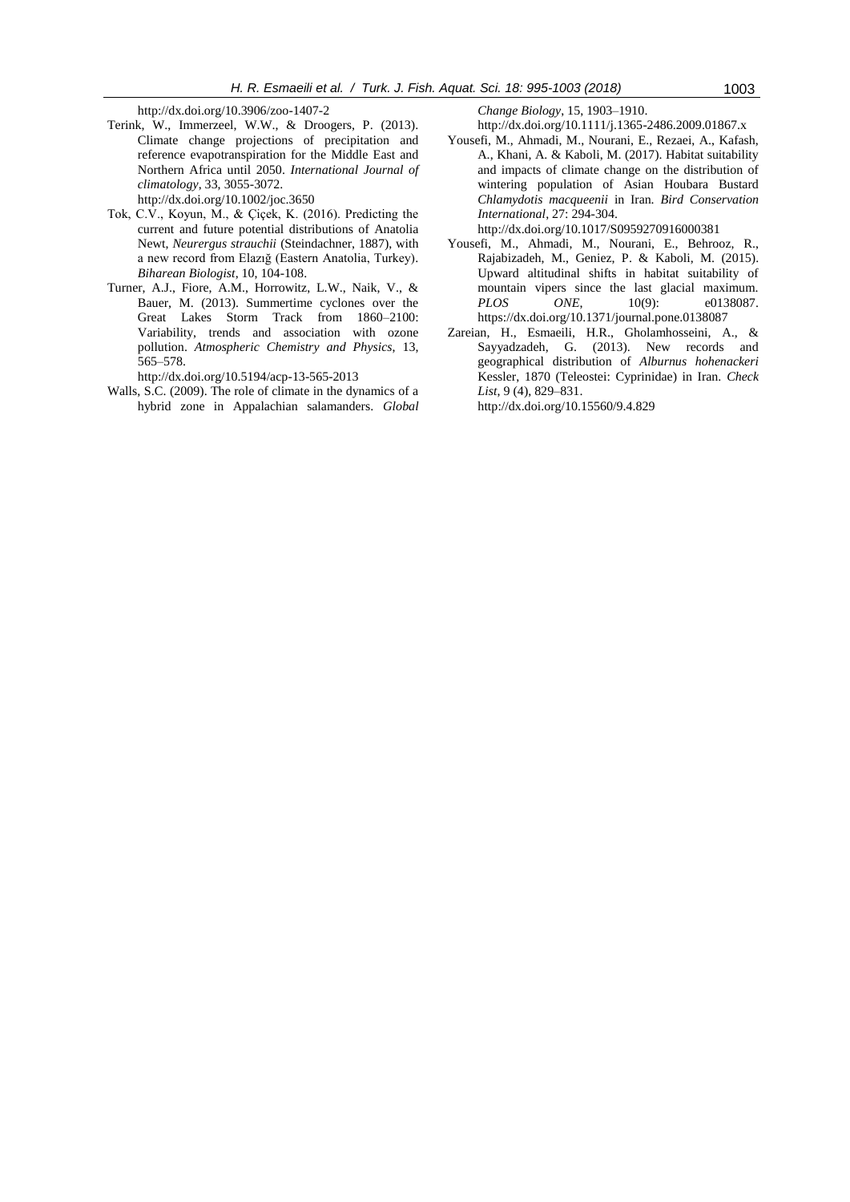http://dx.doi.org/10.3906/zoo-1407-2

Terink, W., Immerzeel, W.W., & Droogers, P. (2013). Climate change projections of precipitation and reference evapotranspiration for the Middle East and Northern Africa until 2050. *International Journal of climatology*, 33, 3055-3072. http://dx.doi.org/10.1002/joc.3650

Tok, C.V., Koyun, M., & Çiçek, K. (2016). Predicting the current and future potential distributions of Anatolia Newt, *Neurergus strauchii* (Steindachner, 1887), with a new record from Elazığ (Eastern Anatolia, Turkey). *Biharean Biologist*, 10, 104-108.

Turner, A.J., Fiore, A.M., Horrowitz, L.W., Naik, V., & Bauer, M. (2013). Summertime cyclones over the Great Lakes Storm Track from 1860–2100: Variability, trends and association with ozone pollution. *Atmospheric Chemistry and Physics*, 13, 565–578. http://dx.doi.org/10.5194/acp-13-565-2013

Walls, S.C. (2009). The role of climate in the dynamics of a hybrid zone in Appalachian salamanders. *Global Change Biology*, 15, 1903–1910. http://dx.doi.org/10.1111/j.1365-2486.2009.01867.x

Yousefi, M., Ahmadi, M., Nourani, E., Rezaei, A., Kafash, A., Khani, A. & Kaboli, M. (2017). Habitat suitability and impacts of climate change on the distribution of wintering population of Asian Houbara Bustard *Chlamydotis macqueenii* in Iran. *Bird Conservation International*, 27: 294-304. http://dx.doi.org/10.1017/S0959270916000381

Yousefi, M., Ahmadi, M., Nourani, E., Behrooz, R., Rajabizadeh, M., Geniez, P. & Kaboli, M. (2015). Upward altitudinal shifts in habitat suitability of mountain vipers since the last glacial maximum. *PLOS ONE*, 10(9): e0138087. https://dx.doi.org/10.1371/journal.pone.0138087

Zareian, H., Esmaeili, H.R., Gholamhosseini, A., & Sayyadzadeh, G. (2013). New records and geographical distribution of *Alburnus hohenackeri* Kessler, 1870 (Teleostei: Cyprinidae) in Iran. *Check List*, 9 (4), 829–831. http://dx.doi.org/10.15560/9.4.829